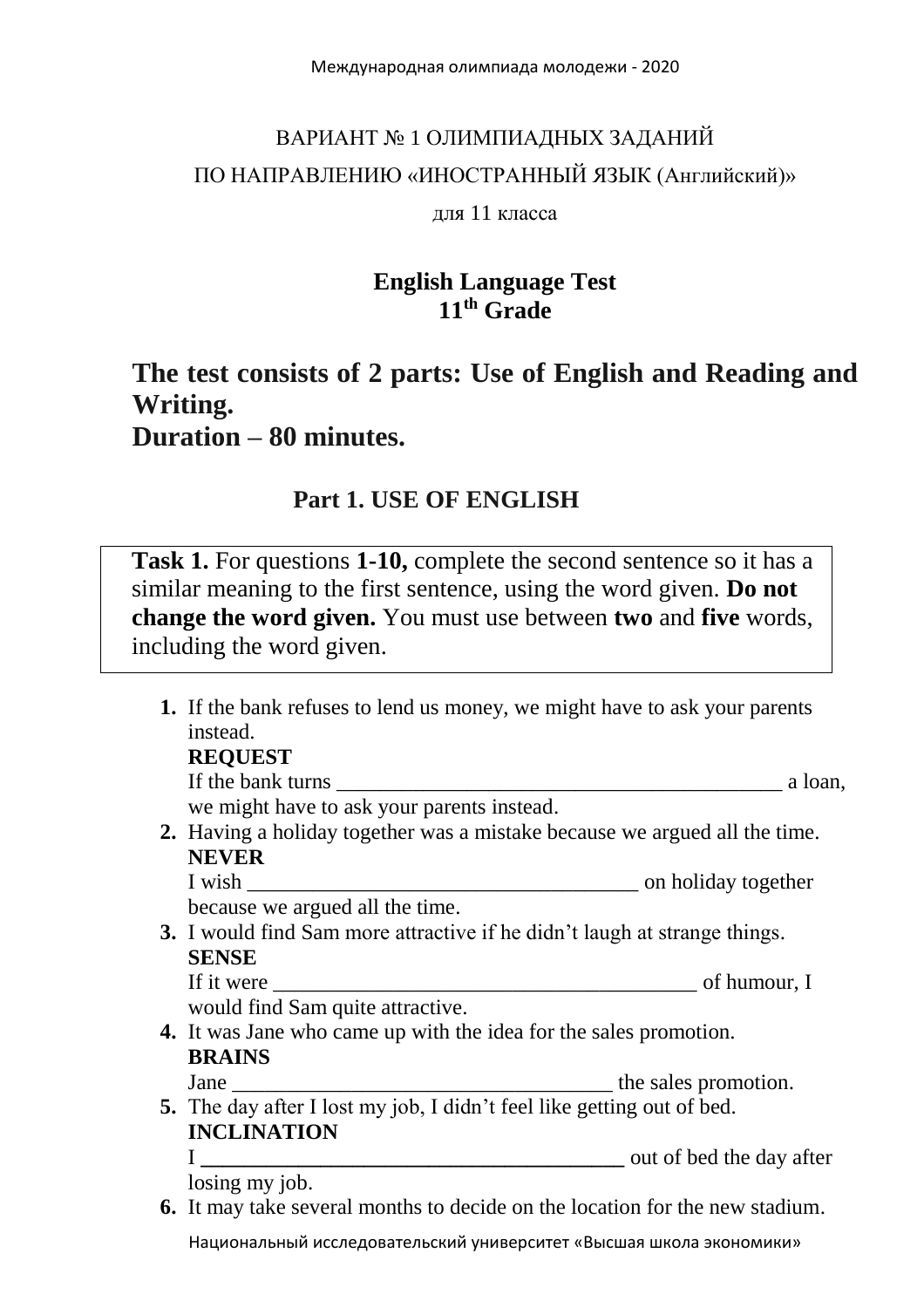ВАРИАНТ № 1 ОЛИМПИАДНЫХ ЗАДАНИЙ

ПО НАПРАВЛЕНИЮ «ИНОСТРАННЫЙ ЯЗЫК (Английский)»

для 11 класса

# English Language Test
# 11th Grade

## The test consists of 2 parts: Use of English and Reading and Writing.
## Duration – 80 minutes.

## Part 1. USE OF ENGLISH

**Task 1.** For questions **1-10,** complete the second sentence so it has a similar meaning to the first sentence, using the word given. **Do not change the word given.** You must use between **two** and **five** words, including the word given.

1. If the bank refuses to lend us money, we might have to ask your parents instead.
   **REQUEST**
   If the bank turns ________________________________________ a loan, we might have to ask your parents instead.
2. Having a holiday together was a mistake because we argued all the time.
   **NEVER**
   I wish ____________________________________ on holiday together because we argued all the time.
3. I would find Sam more attractive if he didn't laugh at strange things.
   **SENSE**
   If it were ______________________________________ of humour, I would find Sam quite attractive.
4. It was Jane who came up with the idea for the sales promotion.
   **BRAINS**
   Jane ___________________________________ the sales promotion.
5. The day after I lost my job, I didn't feel like getting out of bed.
   **INCLINATION**
   I ______________________________________ out of bed the day after losing my job.
6. It may take several months to decide on the location for the new stadium.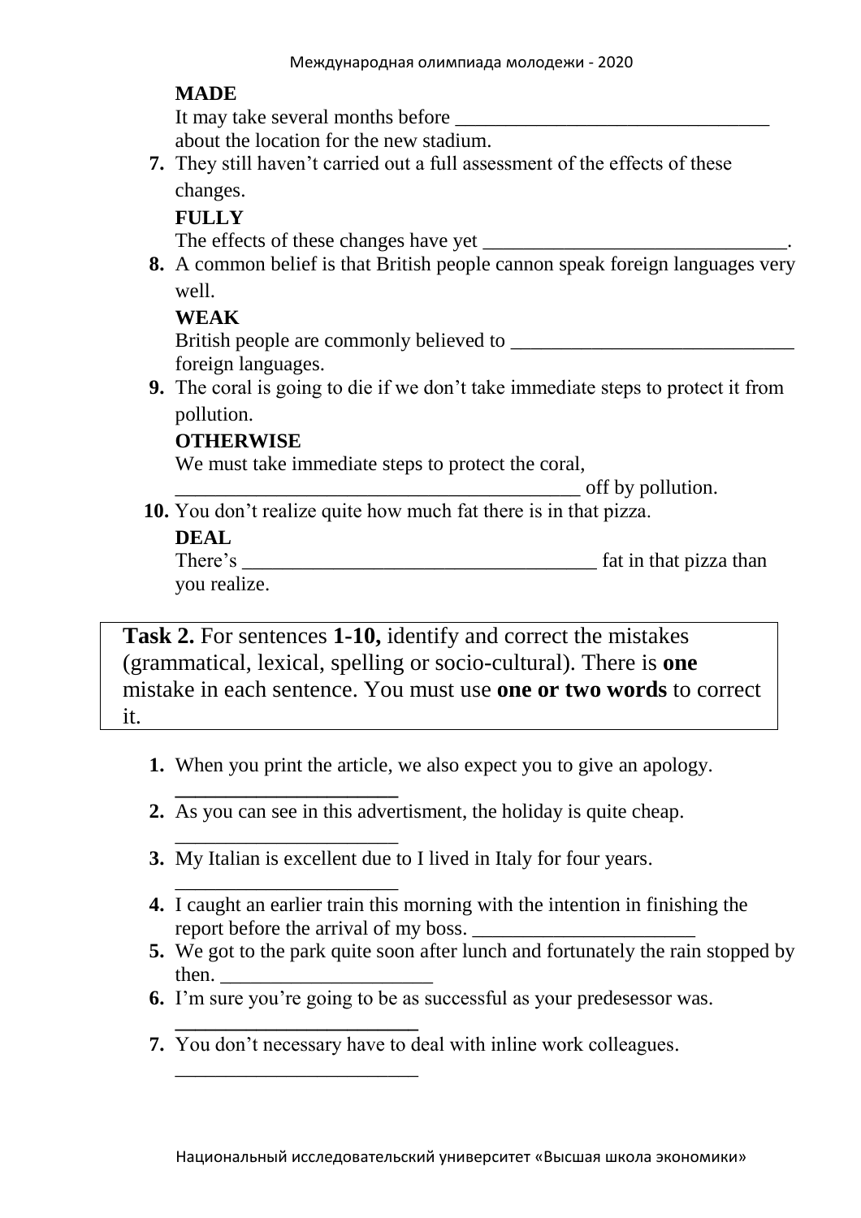**MADE**

It may take several months before ______________________________ about the location for the new stadium.

7. They still haven't carried out a full assessment of the effects of these changes.

   **FULLY**

   The effects of these changes have yet ______________________________.

8. A common belief is that British people cannon speak foreign languages very well.

   **WEAK**

   British people are commonly believed to ___________________________ foreign languages.

9. The coral is going to die if we don't take immediate steps to protect it from pollution.

   **OTHERWISE**

   We must take immediate steps to protect the coral, ________________________________________ off by pollution.

10. You don't realize quite how much fat there is in that pizza.

    **DEAL**

    There's __________________________________ fat in that pizza than you realize.

**Task 2.** For sentences **1-10,** identify and correct the mistakes (grammatical, lexical, spelling or socio-cultural). There is **one** mistake in each sentence. You must use **one or two words** to correct it.

1. When you print the article, we also expect you to give an apology. ______________________
2. As you can see in this advertisment, the holiday is quite cheap. ______________________
3. My Italian is excellent due to I lived in Italy for four years. ______________________
4. I caught an earlier train this morning with the intention in finishing the report before the arrival of my boss. ______________________
5. We got to the park quite soon after lunch and fortunately the rain stopped by then. _____________________
6. I'm sure you're going to be as successful as your predesessor was. ________________________
7. You don't necessary have to deal with inline work colleagues. ________________________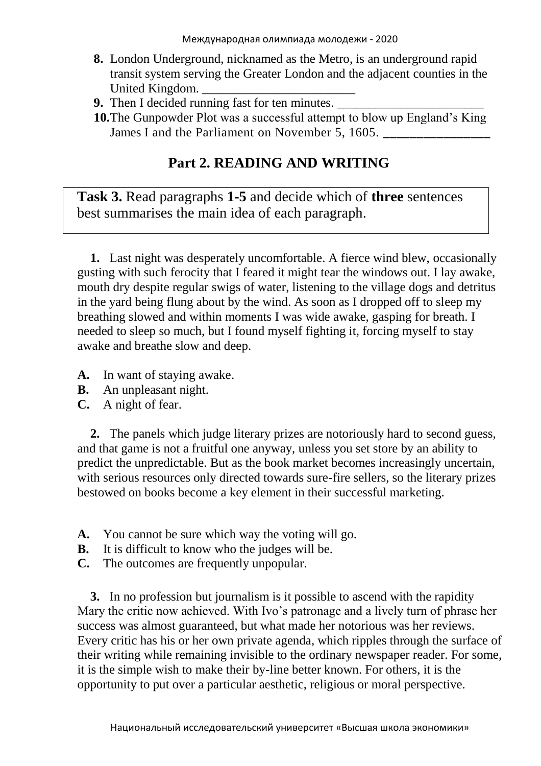8. London Underground, nicknamed as the Metro, is an underground rapid transit system serving the Greater London and the adjacent counties in the United Kingdom. ________________________
9. Then I decided running fast for ten minutes. _______________________
10. The Gunpowder Plot was a successful attempt to blow up England's King James I and the Parliament on November 5, 1605. ________________

## Part 2. READING AND WRITING

**Task 3.** Read paragraphs **1-5** and decide which of **three** sentences best summarises the main idea of each paragraph.

**1.** Last night was desperately uncomfortable. A fierce wind blew, occasionally gusting with such ferocity that I feared it might tear the windows out. I lay awake, mouth dry despite regular swigs of water, listening to the village dogs and detritus in the yard being flung about by the wind. As soon as I dropped off to sleep my breathing slowed and within moments I was wide awake, gasping for breath. I needed to sleep so much, but I found myself fighting it, forcing myself to stay awake and breathe slow and deep.

**A.** In want of staying awake.
**B.** An unpleasant night.
**C.** A night of fear.

**2.** The panels which judge literary prizes are notoriously hard to second guess, and that game is not a fruitful one anyway, unless you set store by an ability to predict the unpredictable. But as the book market becomes increasingly uncertain, with serious resources only directed towards sure-fire sellers, so the literary prizes bestowed on books become a key element in their successful marketing.

**A.** You cannot be sure which way the voting will go.
**B.** It is difficult to know who the judges will be.
**C.** The outcomes are frequently unpopular.

**3.** In no profession but journalism is it possible to ascend with the rapidity Mary the critic now achieved. With Ivo's patronage and a lively turn of phrase her success was almost guaranteed, but what made her notorious was her reviews. Every critic has his or her own private agenda, which ripples through the surface of their writing while remaining invisible to the ordinary newspaper reader. For some, it is the simple wish to make their by-line better known. For others, it is the opportunity to put over a particular aesthetic, religious or moral perspective.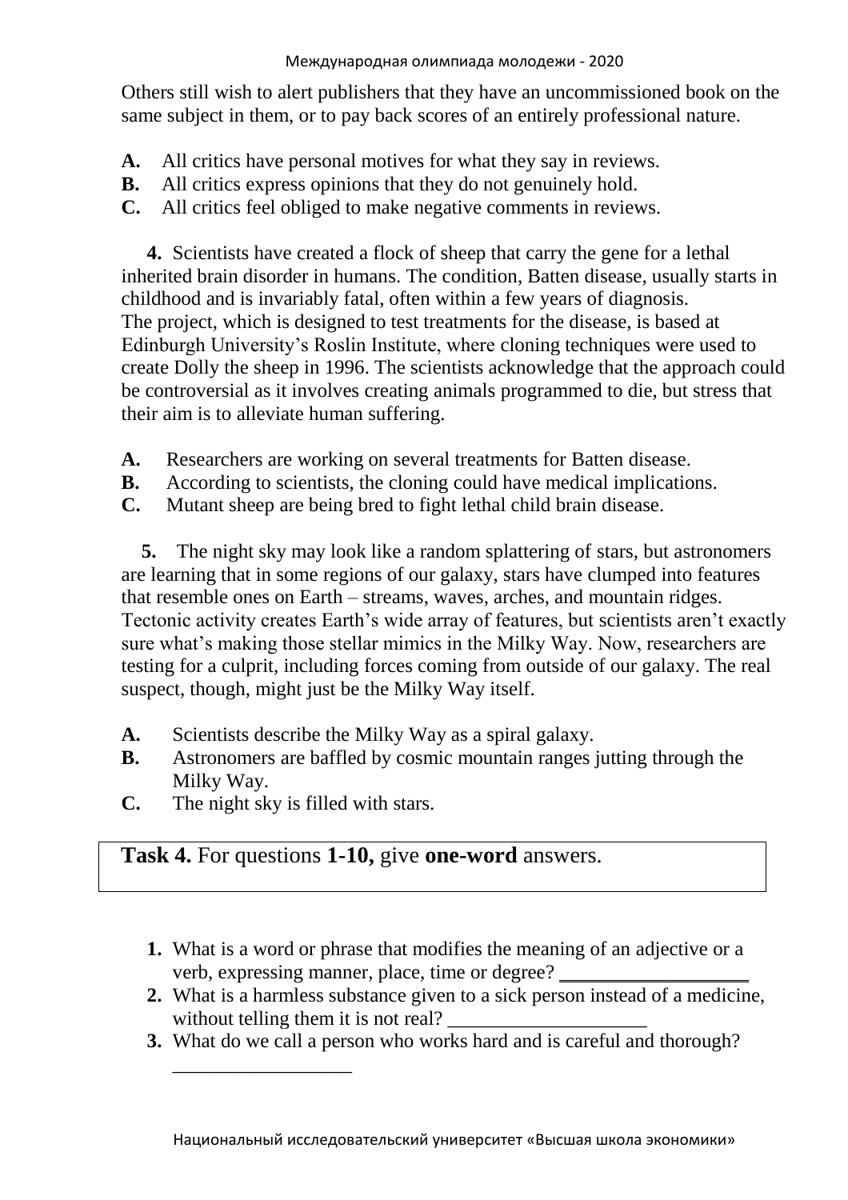Others still wish to alert publishers that they have an uncommissioned book on the same subject in them, or to pay back scores of an entirely professional nature.

**A.** All critics have personal motives for what they say in reviews.
**B.** All critics express opinions that they do not genuinely hold.
**C.** All critics feel obliged to make negative comments in reviews.

**4.** Scientists have created a flock of sheep that carry the gene for a lethal inherited brain disorder in humans. The condition, Batten disease, usually starts in childhood and is invariably fatal, often within a few years of diagnosis. The project, which is designed to test treatments for the disease, is based at Edinburgh University's Roslin Institute, where cloning techniques were used to create Dolly the sheep in 1996. The scientists acknowledge that the approach could be controversial as it involves creating animals programmed to die, but stress that their aim is to alleviate human suffering.

**A.** Researchers are working on several treatments for Batten disease.
**B.** According to scientists, the cloning could have medical implications.
**C.** Mutant sheep are being bred to fight lethal child brain disease.

**5.** The night sky may look like a random splattering of stars, but astronomers are learning that in some regions of our galaxy, stars have clumped into features that resemble ones on Earth – streams, waves, arches, and mountain ridges. Tectonic activity creates Earth's wide array of features, but scientists aren't exactly sure what's making those stellar mimics in the Milky Way. Now, researchers are testing for a culprit, including forces coming from outside of our galaxy. The real suspect, though, might just be the Milky Way itself.

**A.** Scientists describe the Milky Way as a spiral galaxy.
**B.** Astronomers are baffled by cosmic mountain ranges jutting through the Milky Way.
**C.** The night sky is filled with stars.

**Task 4.** For questions **1-10,** give **one-word** answers.

1. What is a word or phrase that modifies the meaning of an adjective or a verb, expressing manner, place, time or degree? ___________________
2. What is a harmless substance given to a sick person instead of a medicine, without telling them it is not real? ___________________
3. What do we call a person who works hard and is careful and thorough? ___________________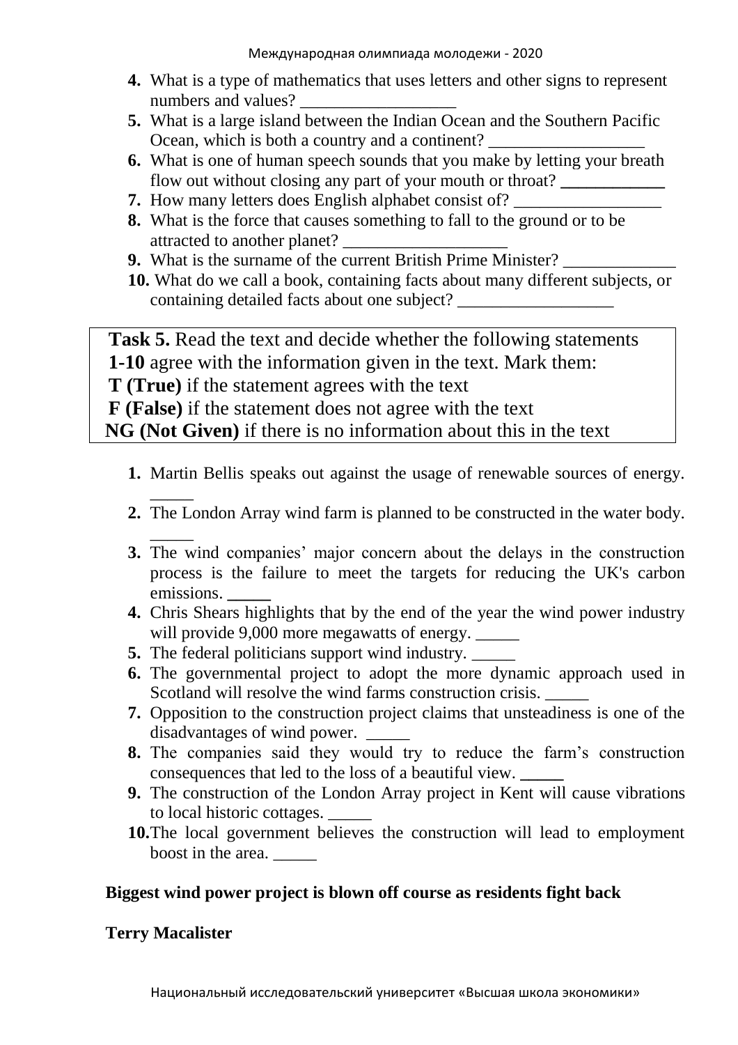4. What is a type of mathematics that uses letters and other signs to represent numbers and values? ___________________
5. What is a large island between the Indian Ocean and the Southern Pacific Ocean, which is both a country and a continent? __________________
6. What is one of human speech sounds that you make by letting your breath flow out without closing any part of your mouth or throat? ____________
7. How many letters does English alphabet consist of? _________________
8. What is the force that causes something to fall to the ground or to be attracted to another planet? ___________________
9. What is the surname of the current British Prime Minister? _____________
10. What do we call a book, containing facts about many different subjects, or containing detailed facts about one subject? __________________

**Task 5.** Read the text and decide whether the following statements **1-10** agree with the information given in the text. Mark them:
**T (True)** if the statement agrees with the text
**F (False)** if the statement does not agree with the text
**NG (Not Given)** if there is no information about this in the text

1. Martin Bellis speaks out against the usage of renewable sources of energy. _____
2. The London Array wind farm is planned to be constructed in the water body. _____
3. The wind companies' major concern about the delays in the construction process is the failure to meet the targets for reducing the UK's carbon emissions. _____
4. Chris Shears highlights that by the end of the year the wind power industry will provide 9,000 more megawatts of energy. _____
5. The federal politicians support wind industry. _____
6. The governmental project to adopt the more dynamic approach used in Scotland will resolve the wind farms construction crisis. _____
7. Opposition to the construction project claims that unsteadiness is one of the disadvantages of wind power. _____
8. The companies said they would try to reduce the farm's construction consequences that led to the loss of a beautiful view. _____
9. The construction of the London Array project in Kent will cause vibrations to local historic cottages. _____
10. The local government believes the construction will lead to employment boost in the area. _____

**Biggest wind power project is blown off course as residents fight back**

**Terry Macalister**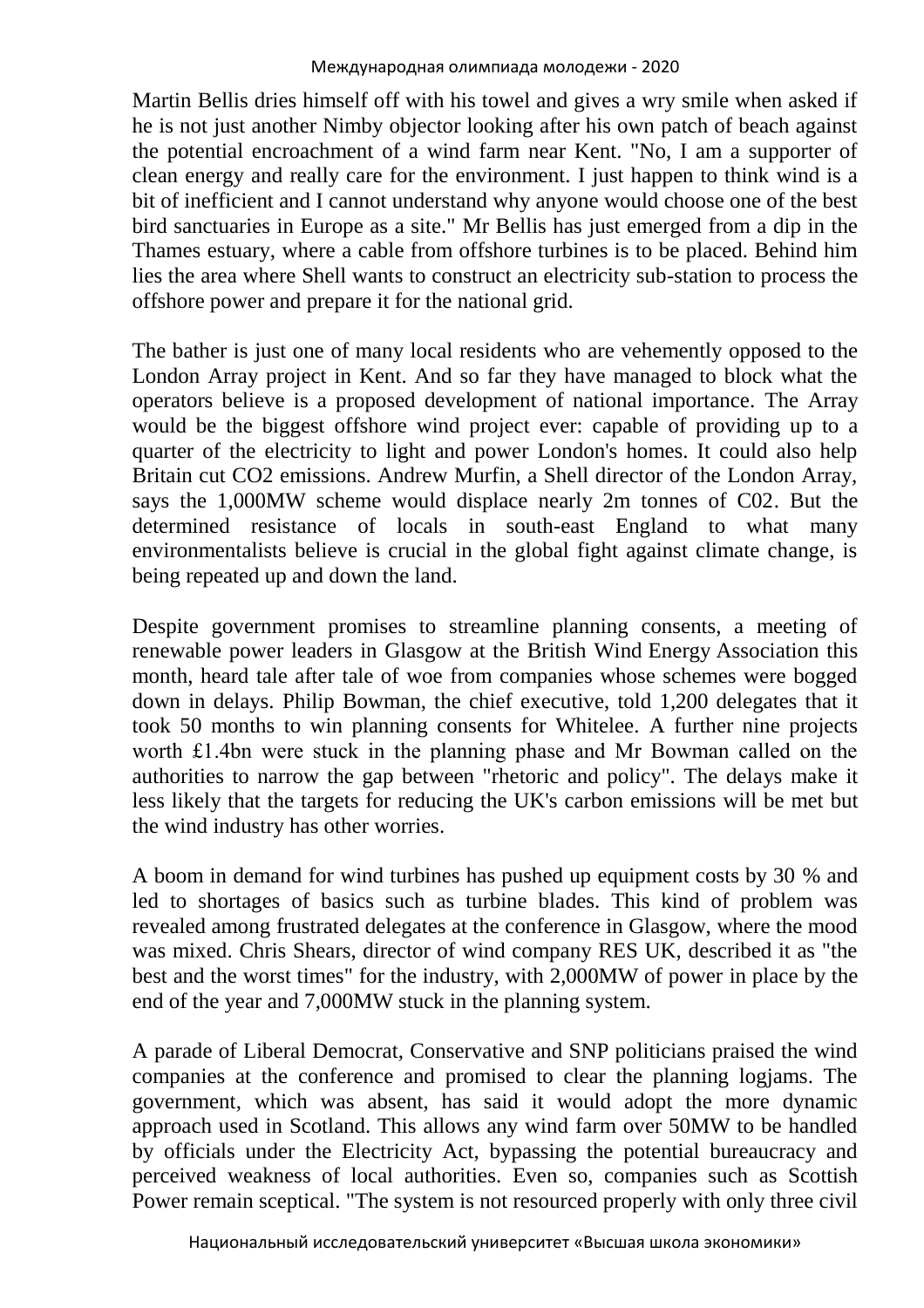Martin Bellis dries himself off with his towel and gives a wry smile when asked if he is not just another Nimby objector looking after his own patch of beach against the potential encroachment of a wind farm near Kent. "No, I am a supporter of clean energy and really care for the environment. I just happen to think wind is a bit of inefficient and I cannot understand why anyone would choose one of the best bird sanctuaries in Europe as a site." Mr Bellis has just emerged from a dip in the Thames estuary, where a cable from offshore turbines is to be placed. Behind him lies the area where Shell wants to construct an electricity sub-station to process the offshore power and prepare it for the national grid.

The bather is just one of many local residents who are vehemently opposed to the London Array project in Kent. And so far they have managed to block what the operators believe is a proposed development of national importance. The Array would be the biggest offshore wind project ever: capable of providing up to a quarter of the electricity to light and power London's homes. It could also help Britain cut $CO_2$ emissions. Andrew Murfin, a Shell director of the London Array, says the 1,000MW scheme would displace nearly 2m tonnes of C02. But the determined resistance of locals in south-east England to what many environmentalists believe is crucial in the global fight against climate change, is being repeated up and down the land.

Despite government promises to streamline planning consents, a meeting of renewable power leaders in Glasgow at the British Wind Energy Association this month, heard tale after tale of woe from companies whose schemes were bogged down in delays. Philip Bowman, the chief executive, told 1,200 delegates that it took 50 months to win planning consents for Whitelee. A further nine projects worth £1.4bn were stuck in the planning phase and Mr Bowman called on the authorities to narrow the gap between "rhetoric and policy". The delays make it less likely that the targets for reducing the UK's carbon emissions will be met but the wind industry has other worries.

A boom in demand for wind turbines has pushed up equipment costs by 30 % and led to shortages of basics such as turbine blades. This kind of problem was revealed among frustrated delegates at the conference in Glasgow, where the mood was mixed. Chris Shears, director of wind company RES UK, described it as "the best and the worst times" for the industry, with 2,000MW of power in place by the end of the year and 7,000MW stuck in the planning system.

A parade of Liberal Democrat, Conservative and SNP politicians praised the wind companies at the conference and promised to clear the planning logjams. The government, which was absent, has said it would adopt the more dynamic approach used in Scotland. This allows any wind farm over 50MW to be handled by officials under the Electricity Act, bypassing the potential bureaucracy and perceived weakness of local authorities. Even so, companies such as Scottish Power remain sceptical. "The system is not resourced properly with only three civil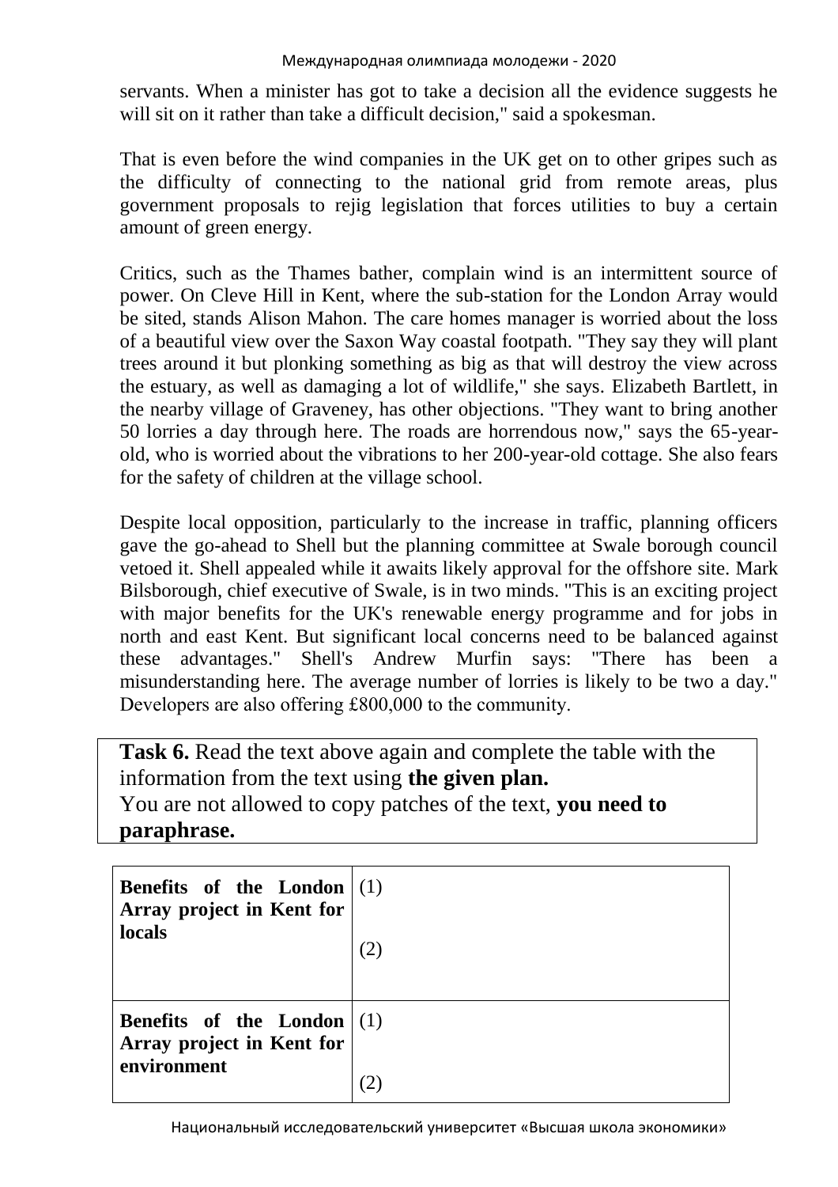servants. When a minister has got to take a decision all the evidence suggests he will sit on it rather than take a difficult decision," said a spokesman.

That is even before the wind companies in the UK get on to other gripes such as the difficulty of connecting to the national grid from remote areas, plus government proposals to rejig legislation that forces utilities to buy a certain amount of green energy.

Critics, such as the Thames bather, complain wind is an intermittent source of power. On Cleve Hill in Kent, where the sub-station for the London Array would be sited, stands Alison Mahon. The care homes manager is worried about the loss of a beautiful view over the Saxon Way coastal footpath. "They say they will plant trees around it but plonking something as big as that will destroy the view across the estuary, as well as damaging a lot of wildlife," she says. Elizabeth Bartlett, in the nearby village of Graveney, has other objections. "They want to bring another 50 lorries a day through here. The roads are horrendous now," says the 65-year-old, who is worried about the vibrations to her 200-year-old cottage. She also fears for the safety of children at the village school.

Despite local opposition, particularly to the increase in traffic, planning officers gave the go-ahead to Shell but the planning committee at Swale borough council vetoed it. Shell appealed while it awaits likely approval for the offshore site. Mark Bilsborough, chief executive of Swale, is in two minds. "This is an exciting project with major benefits for the UK's renewable energy programme and for jobs in north and east Kent. But significant local concerns need to be balanced against these advantages." Shell's Andrew Murfin says: "There has been a misunderstanding here. The average number of lorries is likely to be two a day." Developers are also offering £800,000 to the community.

**Task 6.** Read the text above again and complete the table with the information from the text using **the given plan.**
You are not allowed to copy patches of the text, **you need to paraphrase.**

| | |
|---|---|
| **Benefits of the London Array project in Kent for locals** | (1)<br><br>(2) |
| **Benefits of the London Array project in Kent for environment** | (1)<br><br>(2) |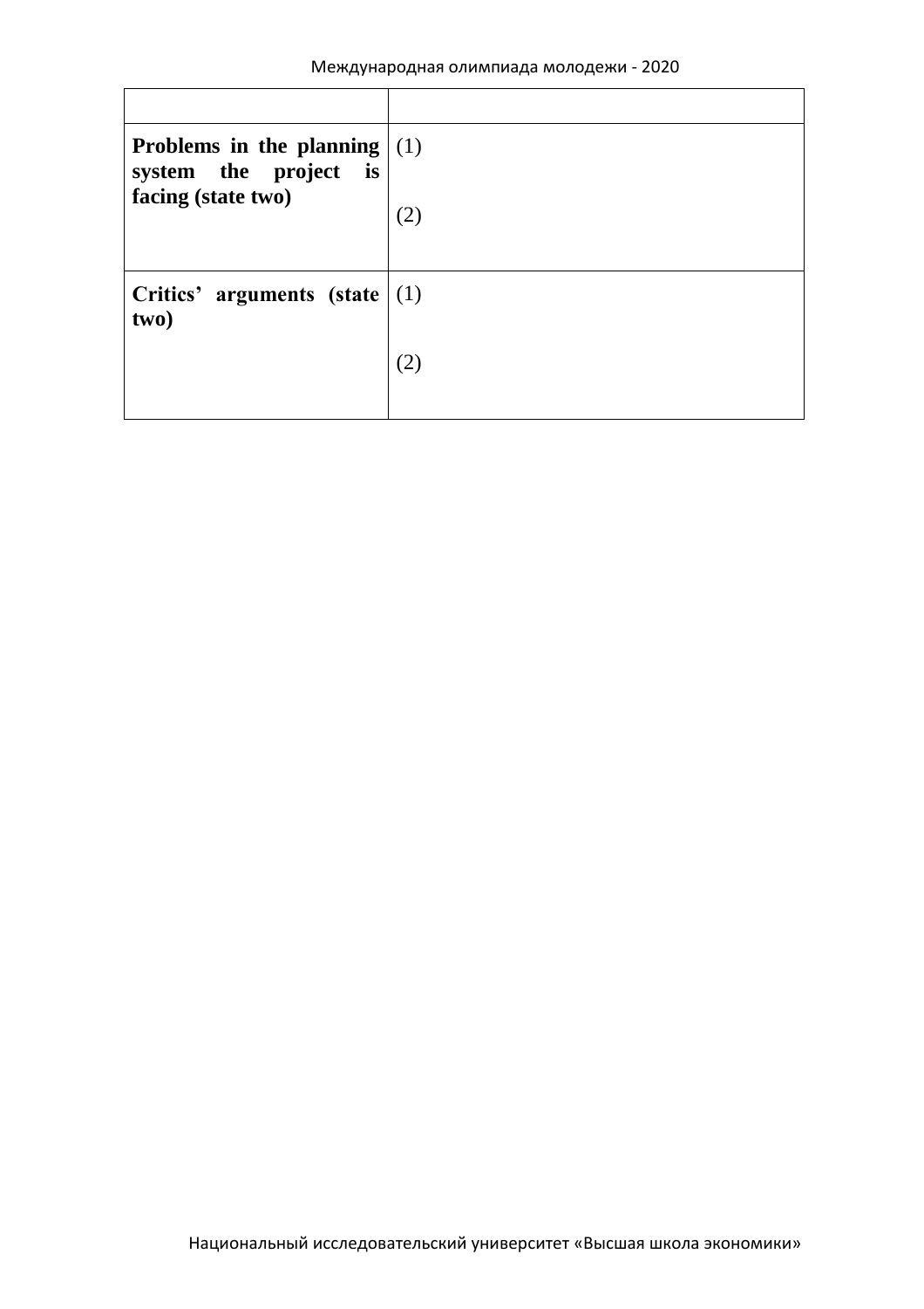| | |
|---|---|
| **Problems in the planning system the project is facing (state two)** | (1)<br><br>(2) |
| **Critics' arguments (state two)** | (1)<br><br>(2) |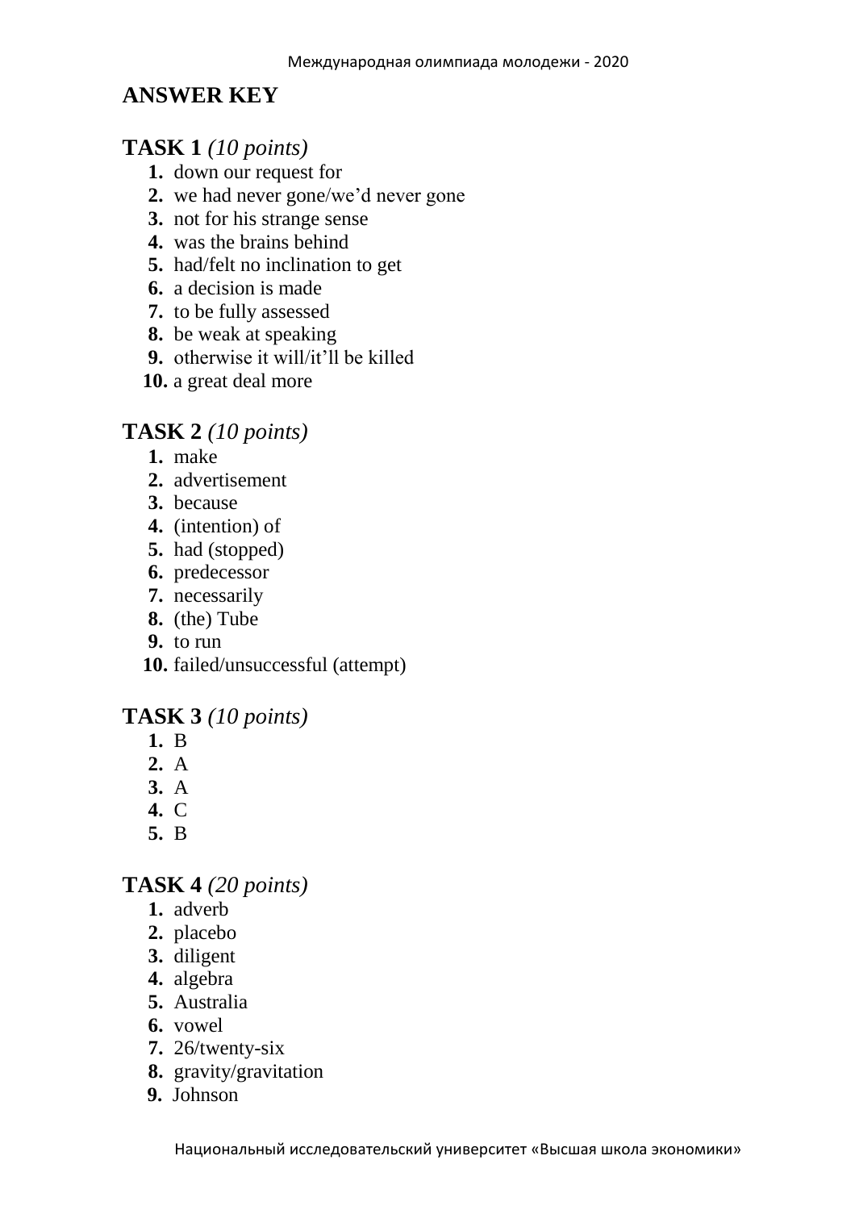# ANSWER KEY

## TASK 1 *(10 points)*

1. down our request for
2. we had never gone/we'd never gone
3. not for his strange sense
4. was the brains behind
5. had/felt no inclination to get
6. a decision is made
7. to be fully assessed
8. be weak at speaking
9. otherwise it will/it'll be killed
10. a great deal more

## TASK 2 *(10 points)*

1. make
2. advertisement
3. because
4. (intention) of
5. had (stopped)
6. predecessor
7. necessarily
8. (the) Tube
9. to run
10. failed/unsuccessful (attempt)

## TASK 3 *(10 points)*

1. B
2. A
3. A
4. C
5. B

## TASK 4 *(20 points)*

1. adverb
2. placebo
3. diligent
4. algebra
5. Australia
6. vowel
7. 26/twenty-six
8. gravity/gravitation
9. Johnson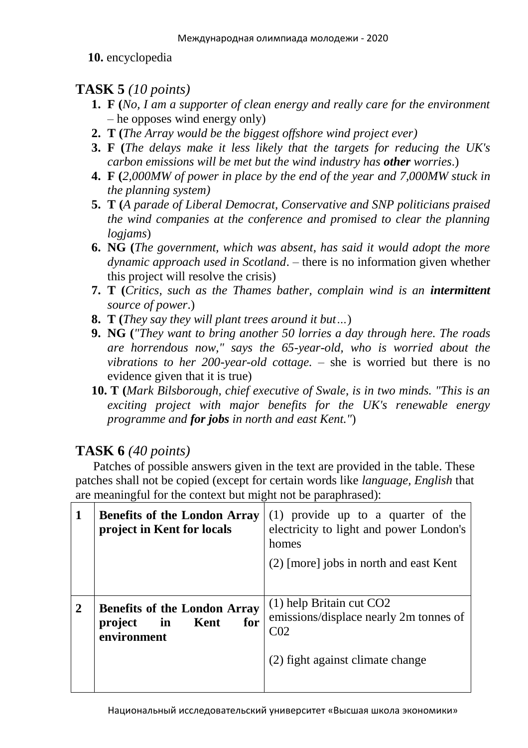**10.** encyclopedia

## TASK 5 *(10 points)*

1. **F (***No, I am a supporter of clean energy and really care for the environment* – he opposes wind energy only)
2. **T (***The Array would be the biggest offshore wind project ever)*
3. **F (***The delays make it less likely that the targets for reducing the UK's carbon emissions will be met but the wind industry has* ***other*** *worries*.)
4. **F (***2,000MW of power in place by the end of the year and 7,000MW stuck in the planning system)*
5. **T (***A parade of Liberal Democrat, Conservative and SNP politicians praised the wind companies at the conference and promised to clear the planning logjams*)
6. **NG (***The government, which was absent, has said it would adopt the more dynamic approach used in Scotland*. – there is no information given whether this project will resolve the crisis)
7. **T (***Critics, such as the Thames bather, complain wind is an* ***intermittent*** *source of power*.)
8. **T (***They say they will plant trees around it but…*)
9. **NG (***"They want to bring another 50 lorries a day through here. The roads are horrendous now," says the 65-year-old, who is worried about the vibrations to her 200-year-old cottage.* – she is worried but there is no evidence given that it is true)
10. **T (***Mark Bilsborough, chief executive of Swale, is in two minds. "This is an exciting project with major benefits for the UK's renewable energy programme and* ***for jobs*** *in north and east Kent."*)

## TASK 6 *(40 points)*

Patches of possible answers given in the text are provided in the table. These patches shall not be copied (except for certain words like *language, English* that are meaningful for the context but might not be paraphrased):

| | | |
|---|---|---|
| **1** | **Benefits of the London Array project in Kent for locals** | (1) provide up to a quarter of the electricity to light and power London's homes<br>(2) [more] jobs in north and east Kent |
| **2** | **Benefits of the London Array project in Kent for environment** | (1) help Britain cut CO2 emissions/displace nearly 2m tonnes of C02<br>(2) fight against climate change |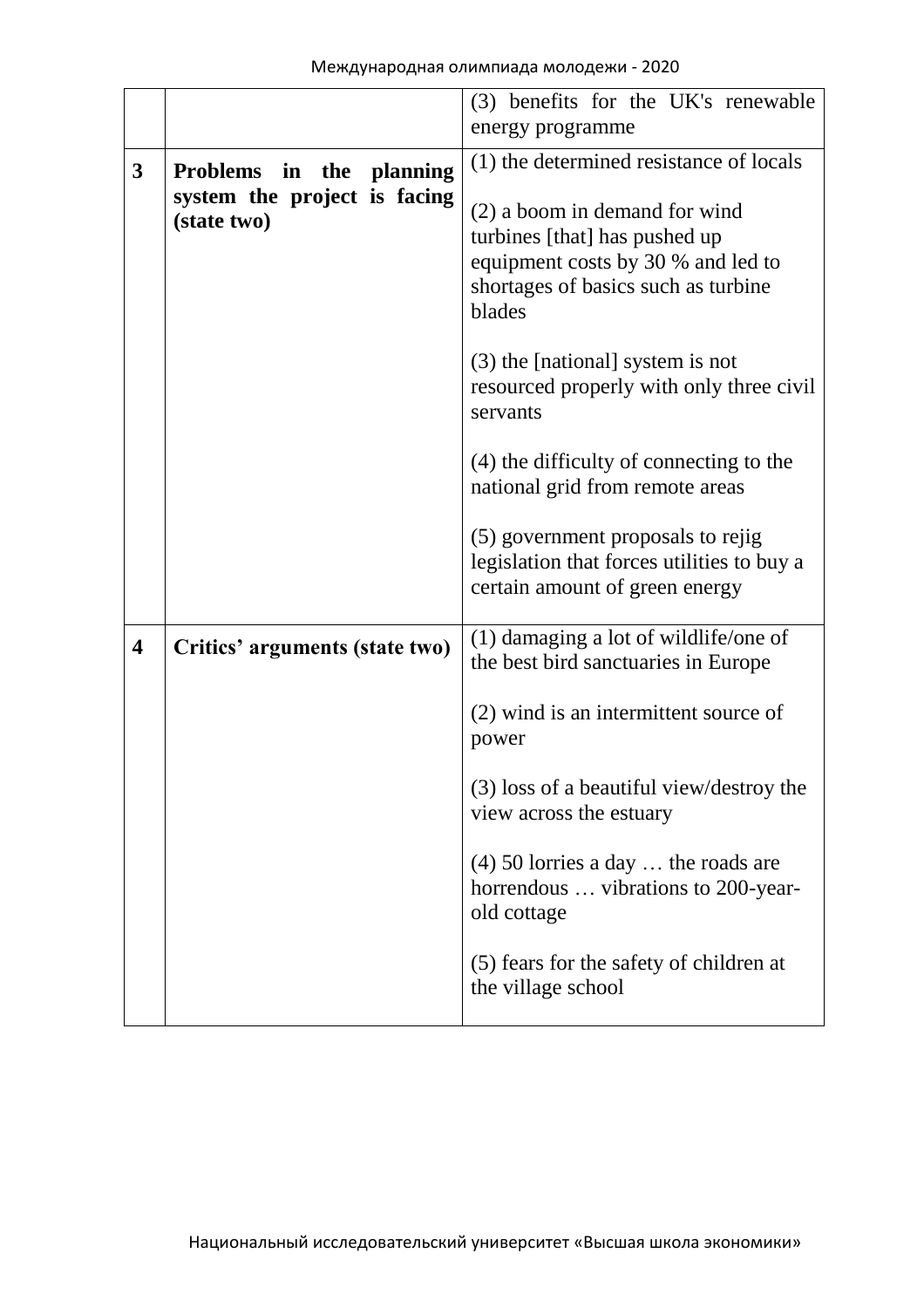| | | |
|---|---|---|
| | | (3) benefits for the UK's renewable energy programme |
| **3** | **Problems in the planning system the project is facing (state two)** | (1) the determined resistance of locals<br><br>(2) a boom in demand for wind turbines [that] has pushed up equipment costs by 30 % and led to shortages of basics such as turbine blades<br><br>(3) the [national] system is not resourced properly with only three civil servants<br><br>(4) the difficulty of connecting to the national grid from remote areas<br><br>(5) government proposals to rejig legislation that forces utilities to buy a certain amount of green energy |
| **4** | **Critics' arguments (state two)** | (1) damaging a lot of wildlife/one of the best bird sanctuaries in Europe<br><br>(2) wind is an intermittent source of power<br><br>(3) loss of a beautiful view/destroy the view across the estuary<br><br>(4) 50 lorries a day … the roads are horrendous … vibrations to 200-year-old cottage<br><br>(5) fears for the safety of children at the village school |